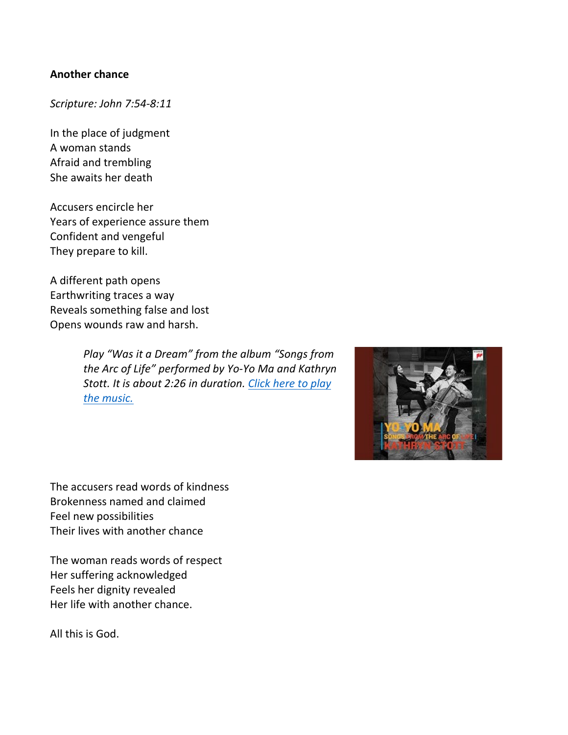**Another chance**

*Scripture: John 7:54-8:11*

In the place of judgment  
A woman stands  
Afraid and trembling  
She awaits her death

Accusers encircle her  
Years of experience assure them  
Confident and vengeful  
They prepare to kill.

A different path opens  
Earthwriting traces a way  
Reveals something false and lost  
Opens wounds raw and harsh.

> *Play "Was it a Dream" from the album "Songs from the Arc of Life" performed by Yo-Yo Ma and Kathryn Stott. It is about 2:26 in duration. [Click here to play the music.]()*

The accusers read words of kindness  
Brokenness named and claimed  
Feel new possibilities  
Their lives with another chance

The woman reads words of respect  
Her suffering acknowledged  
Feels her dignity revealed  
Her life with another chance.

All this is God.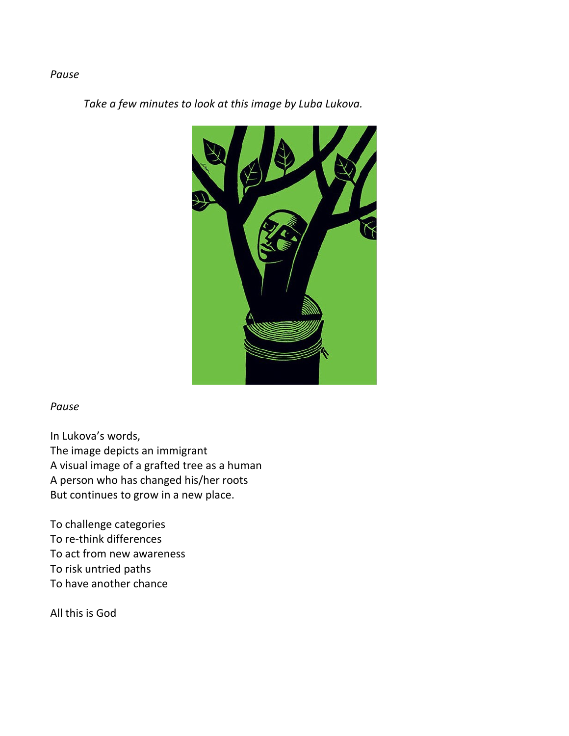*Pause*

*Take a few minutes to look at this image by Luba Lukova.*

*Pause*

In Lukova's words,
The image depicts an immigrant
A visual image of a grafted tree as a human
A person who has changed his/her roots
But continues to grow in a new place.

To challenge categories
To re-think differences
To act from new awareness
To risk untried paths
To have another chance

All this is God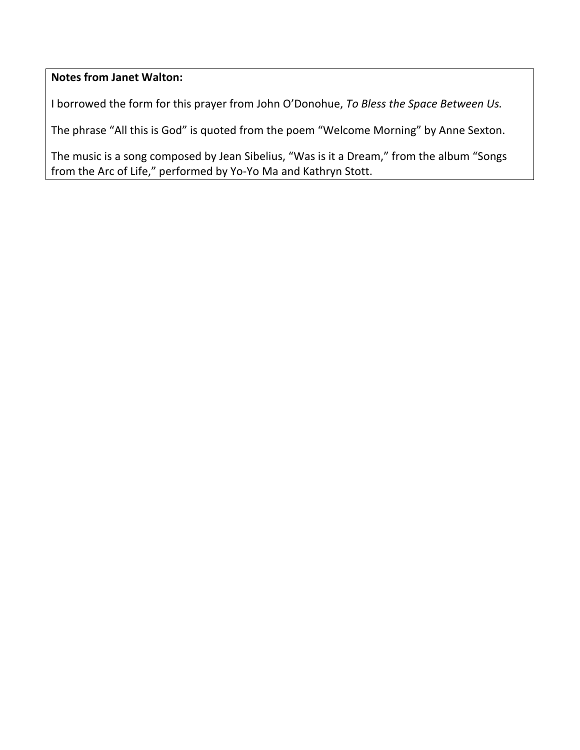**Notes from Janet Walton:**

I borrowed the form for this prayer from John O'Donohue, *To Bless the Space Between Us.*

The phrase "All this is God" is quoted from the poem "Welcome Morning" by Anne Sexton.

The music is a song composed by Jean Sibelius, "Was is it a Dream," from the album "Songs from the Arc of Life," performed by Yo-Yo Ma and Kathryn Stott.